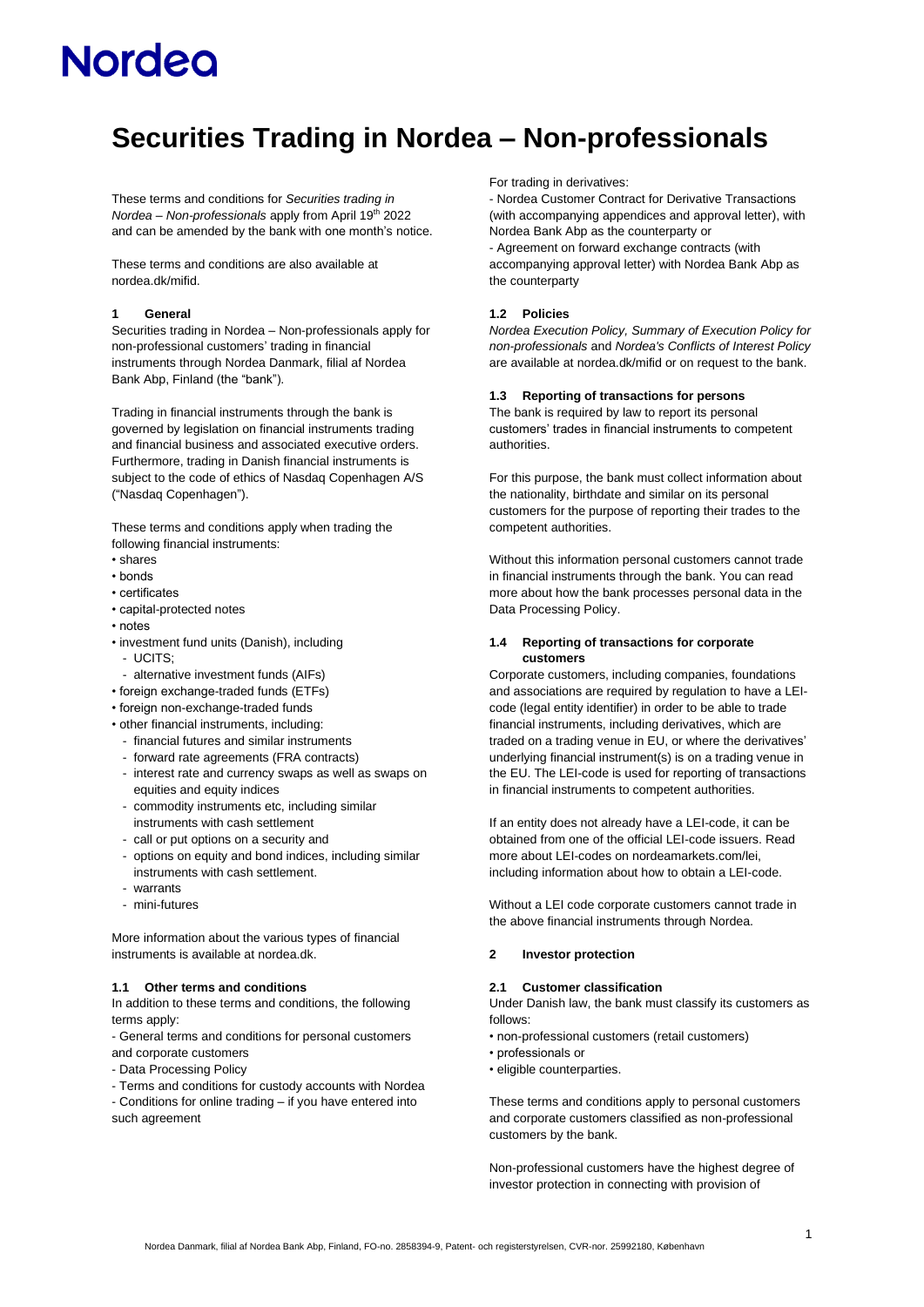# Nordea

# Securities Trading in Nordea – Non-professionals

These terms and conditions for *Securities trading in Nordea – Non-professionals* apply from April 19th 2022 and can be amended by the bank with one month's notice.

These terms and conditions are also available at nordea.dk/mifid.

## 1 General

Securities trading in Nordea – Non-professionals apply for non-professional customers' trading in financial instruments through Nordea Danmark, filial af Nordea Bank Abp, Finland (the "bank").

Trading in financial instruments through the bank is governed by legislation on financial instruments trading and financial business and associated executive orders. Furthermore, trading in Danish financial instruments is subject to the code of ethics of Nasdaq Copenhagen A/S ("Nasdaq Copenhagen").

These terms and conditions apply when trading the following financial instruments:

- shares
- bonds
- certificates
- capital-protected notes
- notes
- investment fund units (Danish), including
  - UCITS;
  - alternative investment funds (AIFs)
- foreign exchange-traded funds (ETFs)
- foreign non-exchange-traded funds
- other financial instruments, including:
  - financial futures and similar instruments
  - forward rate agreements (FRA contracts)
  - interest rate and currency swaps as well as swaps on equities and equity indices
  - commodity instruments etc, including similar instruments with cash settlement
  - call or put options on a security and
  - options on equity and bond indices, including similar instruments with cash settlement.
  - warrants
  - mini-futures

More information about the various types of financial instruments is available at nordea.dk.

### 1.1 Other terms and conditions

In addition to these terms and conditions, the following terms apply:

- General terms and conditions for personal customers and corporate customers
- Data Processing Policy
- Terms and conditions for custody accounts with Nordea
- Conditions for online trading – if you have entered into such agreement

For trading in derivatives:

- Nordea Customer Contract for Derivative Transactions (with accompanying appendices and approval letter), with Nordea Bank Abp as the counterparty or
- Agreement on forward exchange contracts (with accompanying approval letter) with Nordea Bank Abp as the counterparty

### 1.2 Policies

*Nordea Execution Policy, Summary of Execution Policy for non-professionals* and *Nordea's Conflicts of Interest Policy* are available at nordea.dk/mifid or on request to the bank.

### 1.3 Reporting of transactions for persons

The bank is required by law to report its personal customers' trades in financial instruments to competent authorities.

For this purpose, the bank must collect information about the nationality, birthdate and similar on its personal customers for the purpose of reporting their trades to the competent authorities.

Without this information personal customers cannot trade in financial instruments through the bank. You can read more about how the bank processes personal data in the Data Processing Policy.

### 1.4 Reporting of transactions for corporate customers

Corporate customers, including companies, foundations and associations are required by regulation to have a LEI-code (legal entity identifier) in order to be able to trade financial instruments, including derivatives, which are traded on a trading venue in EU, or where the derivatives' underlying financial instrument(s) is on a trading venue in the EU. The LEI-code is used for reporting of transactions in financial instruments to competent authorities.

If an entity does not already have a LEI-code, it can be obtained from one of the official LEI-code issuers. Read more about LEI-codes on nordeamarkets.com/lei, including information about how to obtain a LEI-code.

Without a LEI code corporate customers cannot trade in the above financial instruments through Nordea.

## 2 Investor protection

### 2.1 Customer classification

Under Danish law, the bank must classify its customers as follows:

- non-professional customers (retail customers)
- professionals or
- eligible counterparties.

These terms and conditions apply to personal customers and corporate customers classified as non-professional customers by the bank.

Non-professional customers have the highest degree of investor protection in connecting with provision of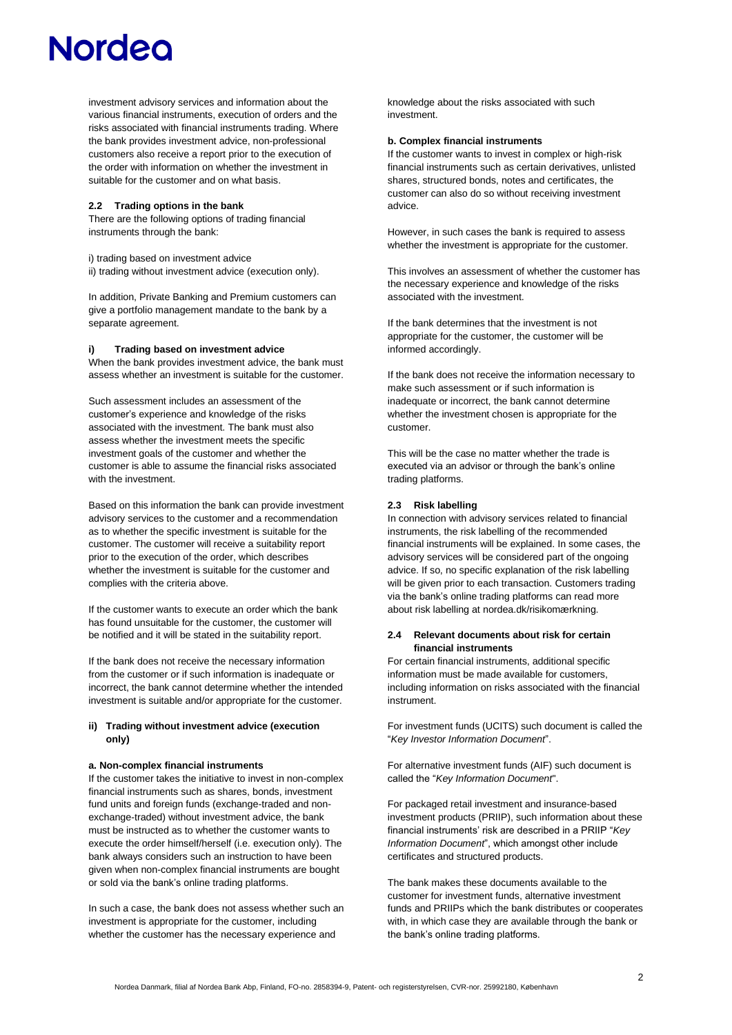investment advisory services and information about the various financial instruments, execution of orders and the risks associated with financial instruments trading. Where the bank provides investment advice, non-professional customers also receive a report prior to the execution of the order with information on whether the investment in suitable for the customer and on what basis.

### 2.2 Trading options in the bank

There are the following options of trading financial instruments through the bank:

i) trading based on investment advice
ii) trading without investment advice (execution only).

In addition, Private Banking and Premium customers can give a portfolio management mandate to the bank by a separate agreement.

#### i) Trading based on investment advice

When the bank provides investment advice, the bank must assess whether an investment is suitable for the customer.

Such assessment includes an assessment of the customer's experience and knowledge of the risks associated with the investment. The bank must also assess whether the investment meets the specific investment goals of the customer and whether the customer is able to assume the financial risks associated with the investment.

Based on this information the bank can provide investment advisory services to the customer and a recommendation as to whether the specific investment is suitable for the customer. The customer will receive a suitability report prior to the execution of the order, which describes whether the investment is suitable for the customer and complies with the criteria above.

If the customer wants to execute an order which the bank has found unsuitable for the customer, the customer will be notified and it will be stated in the suitability report.

If the bank does not receive the necessary information from the customer or if such information is inadequate or incorrect, the bank cannot determine whether the intended investment is suitable and/or appropriate for the customer.

#### ii) Trading without investment advice (execution only)

**a. Non-complex financial instruments**

If the customer takes the initiative to invest in non-complex financial instruments such as shares, bonds, investment fund units and foreign funds (exchange-traded and non-exchange-traded) without investment advice, the bank must be instructed as to whether the customer wants to execute the order himself/herself (i.e. execution only). The bank always considers such an instruction to have been given when non-complex financial instruments are bought or sold via the bank's online trading platforms.

In such a case, the bank does not assess whether such an investment is appropriate for the customer, including whether the customer has the necessary experience and knowledge about the risks associated with such investment.

**b. Complex financial instruments**

If the customer wants to invest in complex or high-risk financial instruments such as certain derivatives, unlisted shares, structured bonds, notes and certificates, the customer can also do so without receiving investment advice.

However, in such cases the bank is required to assess whether the investment is appropriate for the customer.

This involves an assessment of whether the customer has the necessary experience and knowledge of the risks associated with the investment.

If the bank determines that the investment is not appropriate for the customer, the customer will be informed accordingly.

If the bank does not receive the information necessary to make such assessment or if such information is inadequate or incorrect, the bank cannot determine whether the investment chosen is appropriate for the customer.

This will be the case no matter whether the trade is executed via an advisor or through the bank's online trading platforms.

### 2.3 Risk labelling

In connection with advisory services related to financial instruments, the risk labelling of the recommended financial instruments will be explained. In some cases, the advisory services will be considered part of the ongoing advice. If so, no specific explanation of the risk labelling will be given prior to each transaction. Customers trading via the bank's online trading platforms can read more about risk labelling at nordea.dk/risikomærkning.

### 2.4 Relevant documents about risk for certain financial instruments

For certain financial instruments, additional specific information must be made available for customers, including information on risks associated with the financial instrument.

For investment funds (UCITS) such document is called the "*Key Investor Information Document*".

For alternative investment funds (AIF) such document is called the "*Key Information Document*".

For packaged retail investment and insurance-based investment products (PRIIP), such information about these financial instruments' risk are described in a PRIIP "*Key Information Document*", which amongst other include certificates and structured products.

The bank makes these documents available to the customer for investment funds, alternative investment funds and PRIIPs which the bank distributes or cooperates with, in which case they are available through the bank or the bank's online trading platforms.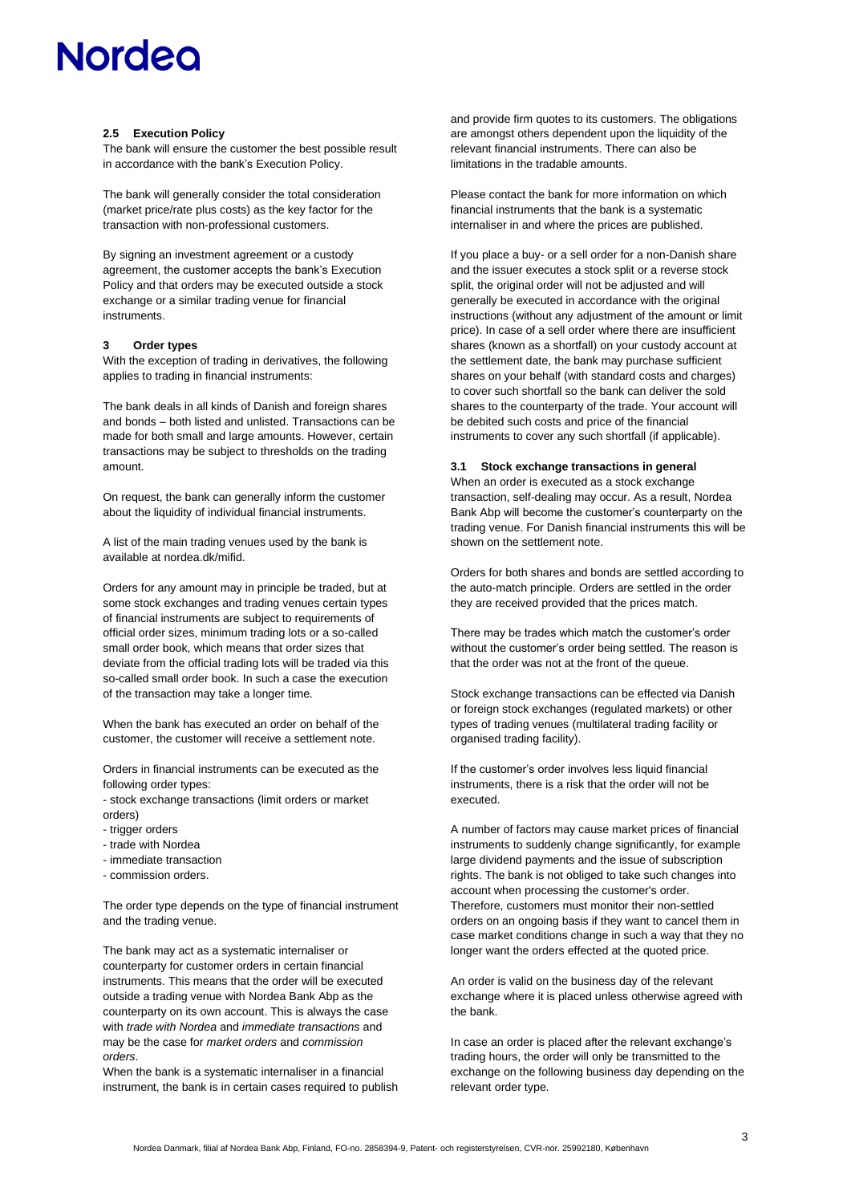### 2.5 Execution Policy

The bank will ensure the customer the best possible result in accordance with the bank's Execution Policy.

The bank will generally consider the total consideration (market price/rate plus costs) as the key factor for the transaction with non-professional customers.

By signing an investment agreement or a custody agreement, the customer accepts the bank's Execution Policy and that orders may be executed outside a stock exchange or a similar trading venue for financial instruments.

## 3 Order types

With the exception of trading in derivatives, the following applies to trading in financial instruments:

The bank deals in all kinds of Danish and foreign shares and bonds – both listed and unlisted. Transactions can be made for both small and large amounts. However, certain transactions may be subject to thresholds on the trading amount.

On request, the bank can generally inform the customer about the liquidity of individual financial instruments.

A list of the main trading venues used by the bank is available at nordea.dk/mifid.

Orders for any amount may in principle be traded, but at some stock exchanges and trading venues certain types of financial instruments are subject to requirements of official order sizes, minimum trading lots or a so-called small order book, which means that order sizes that deviate from the official trading lots will be traded via this so-called small order book. In such a case the execution of the transaction may take a longer time.

When the bank has executed an order on behalf of the customer, the customer will receive a settlement note.

Orders in financial instruments can be executed as the following order types:

- stock exchange transactions (limit orders or market orders)
- trigger orders
- trade with Nordea
- immediate transaction
- commission orders.

The order type depends on the type of financial instrument and the trading venue.

The bank may act as a systematic internaliser or counterparty for customer orders in certain financial instruments. This means that the order will be executed outside a trading venue with Nordea Bank Abp as the counterparty on its own account. This is always the case with *trade with Nordea* and *immediate transactions* and may be the case for *market orders* and *commission orders*.

When the bank is a systematic internaliser in a financial instrument, the bank is in certain cases required to publish and provide firm quotes to its customers. The obligations are amongst others dependent upon the liquidity of the relevant financial instruments. There can also be limitations in the tradable amounts.

Please contact the bank for more information on which financial instruments that the bank is a systematic internaliser in and where the prices are published.

If you place a buy- or a sell order for a non-Danish share and the issuer executes a stock split or a reverse stock split, the original order will not be adjusted and will generally be executed in accordance with the original instructions (without any adjustment of the amount or limit price). In case of a sell order where there are insufficient shares (known as a shortfall) on your custody account at the settlement date, the bank may purchase sufficient shares on your behalf (with standard costs and charges) to cover such shortfall so the bank can deliver the sold shares to the counterparty of the trade. Your account will be debited such costs and price of the financial instruments to cover any such shortfall (if applicable).

### 3.1 Stock exchange transactions in general

When an order is executed as a stock exchange transaction, self-dealing may occur. As a result, Nordea Bank Abp will become the customer's counterparty on the trading venue. For Danish financial instruments this will be shown on the settlement note.

Orders for both shares and bonds are settled according to the auto-match principle. Orders are settled in the order they are received provided that the prices match.

There may be trades which match the customer's order without the customer's order being settled. The reason is that the order was not at the front of the queue.

Stock exchange transactions can be effected via Danish or foreign stock exchanges (regulated markets) or other types of trading venues (multilateral trading facility or organised trading facility).

If the customer's order involves less liquid financial instruments, there is a risk that the order will not be executed.

A number of factors may cause market prices of financial instruments to suddenly change significantly, for example large dividend payments and the issue of subscription rights. The bank is not obliged to take such changes into account when processing the customer's order. Therefore, customers must monitor their non-settled orders on an ongoing basis if they want to cancel them in case market conditions change in such a way that they no longer want the orders effected at the quoted price.

An order is valid on the business day of the relevant exchange where it is placed unless otherwise agreed with the bank.

In case an order is placed after the relevant exchange's trading hours, the order will only be transmitted to the exchange on the following business day depending on the relevant order type.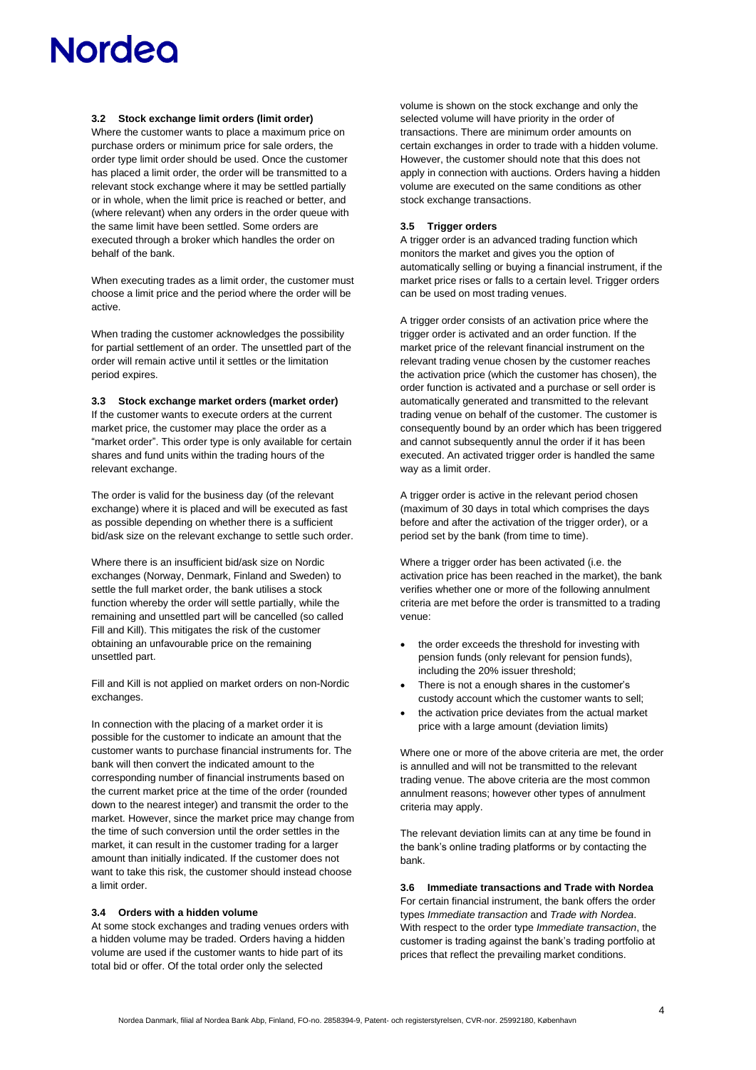### 3.2 Stock exchange limit orders (limit order)

Where the customer wants to place a maximum price on purchase orders or minimum price for sale orders, the order type limit order should be used. Once the customer has placed a limit order, the order will be transmitted to a relevant stock exchange where it may be settled partially or in whole, when the limit price is reached or better, and (where relevant) when any orders in the order queue with the same limit have been settled. Some orders are executed through a broker which handles the order on behalf of the bank.

When executing trades as a limit order, the customer must choose a limit price and the period where the order will be active.

When trading the customer acknowledges the possibility for partial settlement of an order. The unsettled part of the order will remain active until it settles or the limitation period expires.

### 3.3 Stock exchange market orders (market order)

If the customer wants to execute orders at the current market price, the customer may place the order as a "market order". This order type is only available for certain shares and fund units within the trading hours of the relevant exchange.

The order is valid for the business day (of the relevant exchange) where it is placed and will be executed as fast as possible depending on whether there is a sufficient bid/ask size on the relevant exchange to settle such order.

Where there is an insufficient bid/ask size on Nordic exchanges (Norway, Denmark, Finland and Sweden) to settle the full market order, the bank utilises a stock function whereby the order will settle partially, while the remaining and unsettled part will be cancelled (so called Fill and Kill). This mitigates the risk of the customer obtaining an unfavourable price on the remaining unsettled part.

Fill and Kill is not applied on market orders on non-Nordic exchanges.

In connection with the placing of a market order it is possible for the customer to indicate an amount that the customer wants to purchase financial instruments for. The bank will then convert the indicated amount to the corresponding number of financial instruments based on the current market price at the time of the order (rounded down to the nearest integer) and transmit the order to the market. However, since the market price may change from the time of such conversion until the order settles in the market, it can result in the customer trading for a larger amount than initially indicated. If the customer does not want to take this risk, the customer should instead choose a limit order.

### 3.4 Orders with a hidden volume

At some stock exchanges and trading venues orders with a hidden volume may be traded. Orders having a hidden volume are used if the customer wants to hide part of its total bid or offer. Of the total order only the selected volume is shown on the stock exchange and only the selected volume will have priority in the order of transactions. There are minimum order amounts on certain exchanges in order to trade with a hidden volume. However, the customer should note that this does not apply in connection with auctions. Orders having a hidden volume are executed on the same conditions as other stock exchange transactions.

### 3.5 Trigger orders

A trigger order is an advanced trading function which monitors the market and gives you the option of automatically selling or buying a financial instrument, if the market price rises or falls to a certain level. Trigger orders can be used on most trading venues.

A trigger order consists of an activation price where the trigger order is activated and an order function. If the market price of the relevant financial instrument on the relevant trading venue chosen by the customer reaches the activation price (which the customer has chosen), the order function is activated and a purchase or sell order is automatically generated and transmitted to the relevant trading venue on behalf of the customer. The customer is consequently bound by an order which has been triggered and cannot subsequently annul the order if it has been executed. An activated trigger order is handled the same way as a limit order.

A trigger order is active in the relevant period chosen (maximum of 30 days in total which comprises the days before and after the activation of the trigger order), or a period set by the bank (from time to time).

Where a trigger order has been activated (i.e. the activation price has been reached in the market), the bank verifies whether one or more of the following annulment criteria are met before the order is transmitted to a trading venue:

- the order exceeds the threshold for investing with pension funds (only relevant for pension funds), including the 20% issuer threshold;
- There is not a enough shares in the customer's custody account which the customer wants to sell;
- the activation price deviates from the actual market price with a large amount (deviation limits)

Where one or more of the above criteria are met, the order is annulled and will not be transmitted to the relevant trading venue. The above criteria are the most common annulment reasons; however other types of annulment criteria may apply.

The relevant deviation limits can at any time be found in the bank's online trading platforms or by contacting the bank.

### 3.6 Immediate transactions and Trade with Nordea

For certain financial instrument, the bank offers the order types *Immediate transaction* and *Trade with Nordea*. With respect to the order type *Immediate transaction*, the customer is trading against the bank's trading portfolio at prices that reflect the prevailing market conditions.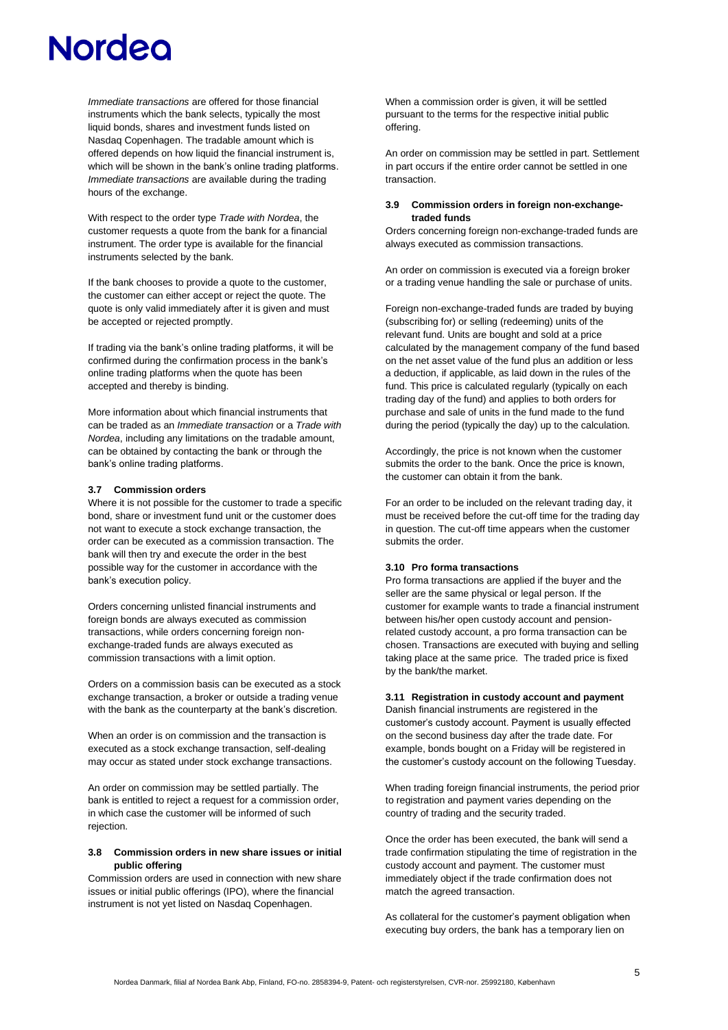*Immediate transactions* are offered for those financial instruments which the bank selects, typically the most liquid bonds, shares and investment funds listed on Nasdaq Copenhagen. The tradable amount which is offered depends on how liquid the financial instrument is, which will be shown in the bank's online trading platforms. *Immediate transactions* are available during the trading hours of the exchange.

With respect to the order type *Trade with Nordea*, the customer requests a quote from the bank for a financial instrument. The order type is available for the financial instruments selected by the bank.

If the bank chooses to provide a quote to the customer, the customer can either accept or reject the quote. The quote is only valid immediately after it is given and must be accepted or rejected promptly.

If trading via the bank's online trading platforms, it will be confirmed during the confirmation process in the bank's online trading platforms when the quote has been accepted and thereby is binding.

More information about which financial instruments that can be traded as an *Immediate transaction* or a *Trade with Nordea*, including any limitations on the tradable amount, can be obtained by contacting the bank or through the bank's online trading platforms.

### 3.7 Commission orders

Where it is not possible for the customer to trade a specific bond, share or investment fund unit or the customer does not want to execute a stock exchange transaction, the order can be executed as a commission transaction. The bank will then try and execute the order in the best possible way for the customer in accordance with the bank's execution policy.

Orders concerning unlisted financial instruments and foreign bonds are always executed as commission transactions, while orders concerning foreign non-exchange-traded funds are always executed as commission transactions with a limit option.

Orders on a commission basis can be executed as a stock exchange transaction, a broker or outside a trading venue with the bank as the counterparty at the bank's discretion.

When an order is on commission and the transaction is executed as a stock exchange transaction, self-dealing may occur as stated under stock exchange transactions.

An order on commission may be settled partially. The bank is entitled to reject a request for a commission order, in which case the customer will be informed of such rejection.

### 3.8 Commission orders in new share issues or initial public offering

Commission orders are used in connection with new share issues or initial public offerings (IPO), where the financial instrument is not yet listed on Nasdaq Copenhagen.

When a commission order is given, it will be settled pursuant to the terms for the respective initial public offering.

An order on commission may be settled in part. Settlement in part occurs if the entire order cannot be settled in one transaction.

### 3.9 Commission orders in foreign non-exchange-traded funds

Orders concerning foreign non-exchange-traded funds are always executed as commission transactions.

An order on commission is executed via a foreign broker or a trading venue handling the sale or purchase of units.

Foreign non-exchange-traded funds are traded by buying (subscribing for) or selling (redeeming) units of the relevant fund. Units are bought and sold at a price calculated by the management company of the fund based on the net asset value of the fund plus an addition or less a deduction, if applicable, as laid down in the rules of the fund. This price is calculated regularly (typically on each trading day of the fund) and applies to both orders for purchase and sale of units in the fund made to the fund during the period (typically the day) up to the calculation.

Accordingly, the price is not known when the customer submits the order to the bank. Once the price is known, the customer can obtain it from the bank.

For an order to be included on the relevant trading day, it must be received before the cut-off time for the trading day in question. The cut-off time appears when the customer submits the order.

### 3.10 Pro forma transactions

Pro forma transactions are applied if the buyer and the seller are the same physical or legal person. If the customer for example wants to trade a financial instrument between his/her open custody account and pension-related custody account, a pro forma transaction can be chosen. Transactions are executed with buying and selling taking place at the same price. The traded price is fixed by the bank/the market.

### 3.11 Registration in custody account and payment

Danish financial instruments are registered in the customer's custody account. Payment is usually effected on the second business day after the trade date. For example, bonds bought on a Friday will be registered in the customer's custody account on the following Tuesday.

When trading foreign financial instruments, the period prior to registration and payment varies depending on the country of trading and the security traded.

Once the order has been executed, the bank will send a trade confirmation stipulating the time of registration in the custody account and payment. The customer must immediately object if the trade confirmation does not match the agreed transaction.

As collateral for the customer's payment obligation when executing buy orders, the bank has a temporary lien on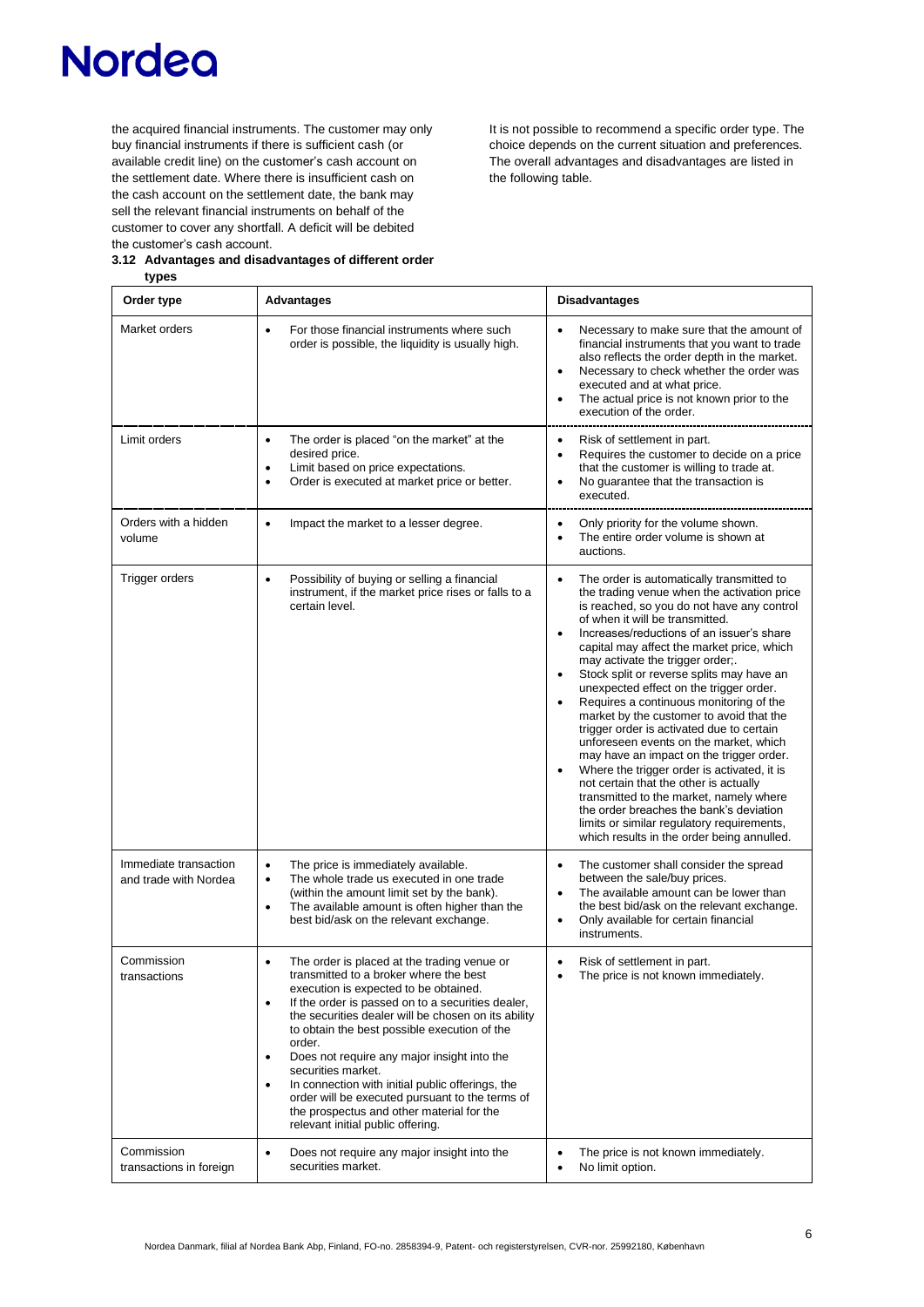the acquired financial instruments. The customer may only buy financial instruments if there is sufficient cash (or available credit line) on the customer's cash account on the settlement date. Where there is insufficient cash on the cash account on the settlement date, the bank may sell the relevant financial instruments on behalf of the customer to cover any shortfall. A deficit will be debited the customer's cash account.

### 3.12 Advantages and disadvantages of different order types

It is not possible to recommend a specific order type. The choice depends on the current situation and preferences. The overall advantages and disadvantages are listed in the following table.

| Order type | Advantages | Disadvantages |
|---|---|---|
| Market orders | • For those financial instruments where such order is possible, the liquidity is usually high. | • Necessary to make sure that the amount of financial instruments that you want to trade also reflects the order depth in the market.<br>• Necessary to check whether the order was executed and at what price.<br>• The actual price is not known prior to the execution of the order. |
| Limit orders | • The order is placed "on the market" at the desired price.<br>• Limit based on price expectations.<br>• Order is executed at market price or better. | • Risk of settlement in part.<br>• Requires the customer to decide on a price that the customer is willing to trade at.<br>• No guarantee that the transaction is executed. |
| Orders with a hidden volume | • Impact the market to a lesser degree. | • Only priority for the volume shown.<br>• The entire order volume is shown at auctions. |
| Trigger orders | • Possibility of buying or selling a financial instrument, if the market price rises or falls to a certain level. | • The order is automatically transmitted to the trading venue when the activation price is reached, so you do not have any control of when it will be transmitted.<br>• Increases/reductions of an issuer's share capital may affect the market price, which may activate the trigger order;.<br>• Stock split or reverse splits may have an unexpected effect on the trigger order.<br>• Requires a continuous monitoring of the market by the customer to avoid that the trigger order is activated due to certain unforeseen events on the market, which may have an impact on the trigger order.<br>• Where the trigger order is activated, it is not certain that the other is actually transmitted to the market, namely where the order breaches the bank's deviation limits or similar regulatory requirements, which results in the order being annulled. |
| Immediate transaction and trade with Nordea | • The price is immediately available.<br>• The whole trade us executed in one trade (within the amount limit set by the bank).<br>• The available amount is often higher than the best bid/ask on the relevant exchange. | • The customer shall consider the spread between the sale/buy prices.<br>• The available amount can be lower than the best bid/ask on the relevant exchange.<br>• Only available for certain financial instruments. |
| Commission transactions | • The order is placed at the trading venue or transmitted to a broker where the best execution is expected to be obtained.<br>• If the order is passed on to a securities dealer, the securities dealer will be chosen on its ability to obtain the best possible execution of the order.<br>• Does not require any major insight into the securities market.<br>• In connection with initial public offerings, the order will be executed pursuant to the terms of the prospectus and other material for the relevant initial public offering. | • Risk of settlement in part.<br>• The price is not known immediately. |
| Commission transactions in foreign | • Does not require any major insight into the securities market. | • The price is not known immediately.<br>• No limit option. |

Nordea Danmark, filial af Nordea Bank Abp, Finland, FO-no. 2858394-9, Patent- och registerstyrelsen, CVR-nor. 25992180, København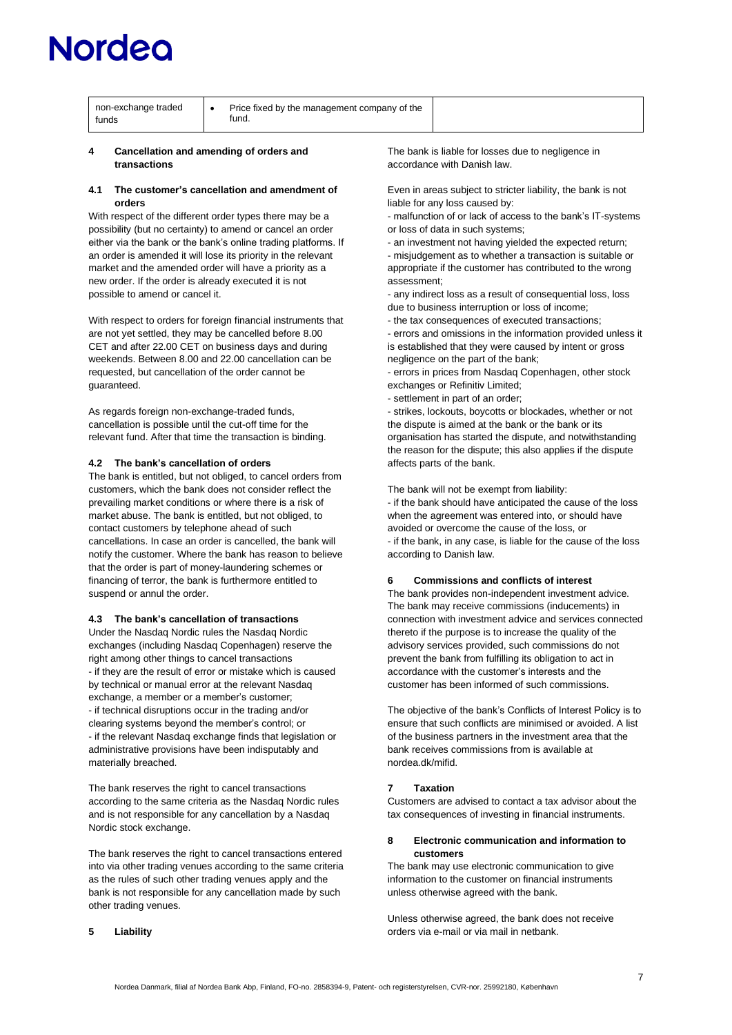| non-exchange traded funds | • Price fixed by the management company of the fund. | |
|---|---|---|

## 4 Cancellation and amending of orders and transactions

### 4.1 The customer's cancellation and amendment of orders

With respect of the different order types there may be a possibility (but no certainty) to amend or cancel an order either via the bank or the bank's online trading platforms. If an order is amended it will lose its priority in the relevant market and the amended order will have a priority as a new order. If the order is already executed it is not possible to amend or cancel it.

With respect to orders for foreign financial instruments that are not yet settled, they may be cancelled before 8.00 CET and after 22.00 CET on business days and during weekends. Between 8.00 and 22.00 cancellation can be requested, but cancellation of the order cannot be guaranteed.

As regards foreign non-exchange-traded funds, cancellation is possible until the cut-off time for the relevant fund. After that time the transaction is binding.

### 4.2 The bank's cancellation of orders

The bank is entitled, but not obliged, to cancel orders from customers, which the bank does not consider reflect the prevailing market conditions or where there is a risk of market abuse. The bank is entitled, but not obliged, to contact customers by telephone ahead of such cancellations. In case an order is cancelled, the bank will notify the customer. Where the bank has reason to believe that the order is part of money-laundering schemes or financing of terror, the bank is furthermore entitled to suspend or annul the order.

### 4.3 The bank's cancellation of transactions

Under the Nasdaq Nordic rules the Nasdaq Nordic exchanges (including Nasdaq Copenhagen) reserve the right among other things to cancel transactions

- if they are the result of error or mistake which is caused by technical or manual error at the relevant Nasdaq exchange, a member or a member's customer;
- if technical disruptions occur in the trading and/or clearing systems beyond the member's control; or
- if the relevant Nasdaq exchange finds that legislation or administrative provisions have been indisputably and materially breached.

The bank reserves the right to cancel transactions according to the same criteria as the Nasdaq Nordic rules and is not responsible for any cancellation by a Nasdaq Nordic stock exchange.

The bank reserves the right to cancel transactions entered into via other trading venues according to the same criteria as the rules of such other trading venues apply and the bank is not responsible for any cancellation made by such other trading venues.

## 5 Liability

The bank is liable for losses due to negligence in accordance with Danish law.

Even in areas subject to stricter liability, the bank is not liable for any loss caused by:

- malfunction of or lack of access to the bank's IT-systems or loss of data in such systems;
- an investment not having yielded the expected return;
- misjudgement as to whether a transaction is suitable or appropriate if the customer has contributed to the wrong assessment;
- any indirect loss as a result of consequential loss, loss due to business interruption or loss of income;
- the tax consequences of executed transactions;
- errors and omissions in the information provided unless it is established that they were caused by intent or gross negligence on the part of the bank;
- errors in prices from Nasdaq Copenhagen, other stock exchanges or Refinitiv Limited;
- settlement in part of an order;
- strikes, lockouts, boycotts or blockades, whether or not the dispute is aimed at the bank or the bank or its organisation has started the dispute, and notwithstanding the reason for the dispute; this also applies if the dispute affects parts of the bank.

The bank will not be exempt from liability:

- if the bank should have anticipated the cause of the loss when the agreement was entered into, or should have avoided or overcome the cause of the loss, or
- if the bank, in any case, is liable for the cause of the loss according to Danish law.

## 6 Commissions and conflicts of interest

The bank provides non-independent investment advice. The bank may receive commissions (inducements) in connection with investment advice and services connected thereto if the purpose is to increase the quality of the advisory services provided, such commissions do not prevent the bank from fulfilling its obligation to act in accordance with the customer's interests and the customer has been informed of such commissions.

The objective of the bank's Conflicts of Interest Policy is to ensure that such conflicts are minimised or avoided. A list of the business partners in the investment area that the bank receives commissions from is available at nordea.dk/mifid.

## 7 Taxation

Customers are advised to contact a tax advisor about the tax consequences of investing in financial instruments.

## 8 Electronic communication and information to customers

The bank may use electronic communication to give information to the customer on financial instruments unless otherwise agreed with the bank.

Unless otherwise agreed, the bank does not receive orders via e-mail or via mail in netbank.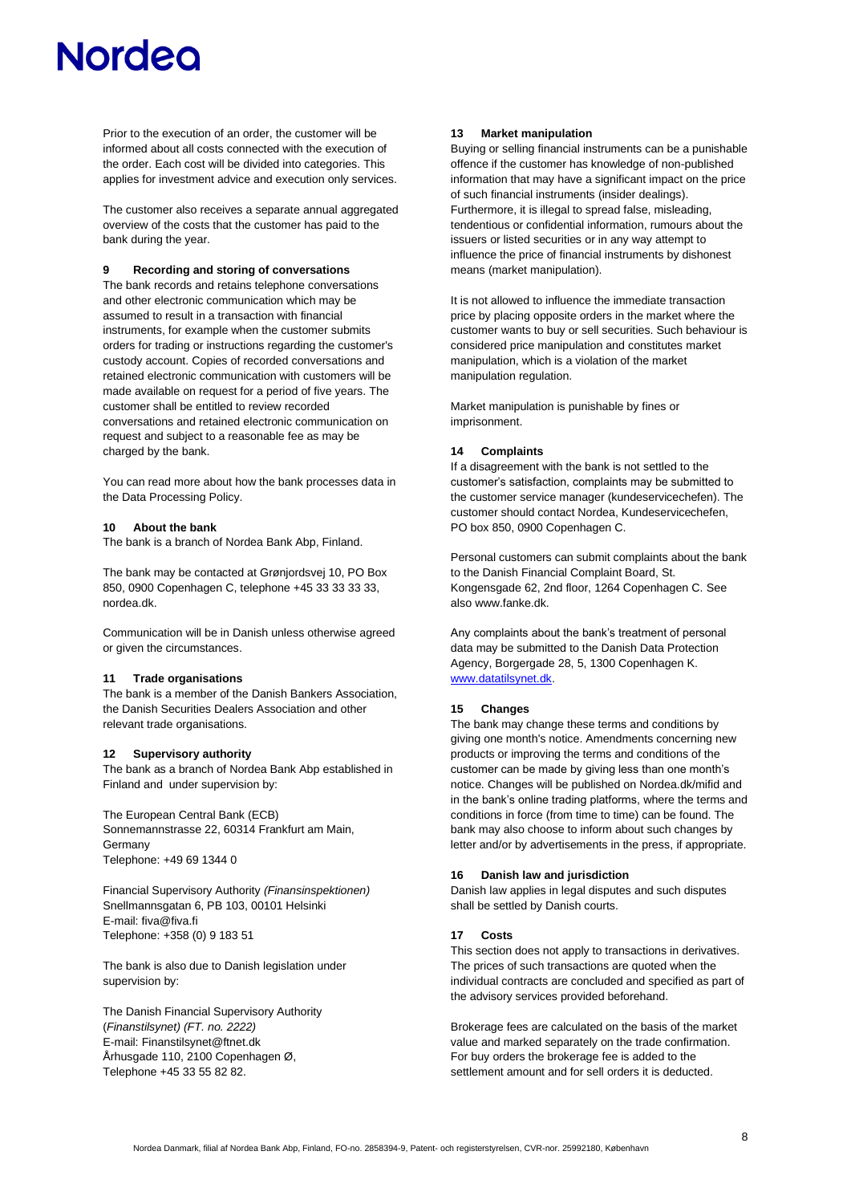Prior to the execution of an order, the customer will be informed about all costs connected with the execution of the order. Each cost will be divided into categories. This applies for investment advice and execution only services.

The customer also receives a separate annual aggregated overview of the costs that the customer has paid to the bank during the year.

## 9 Recording and storing of conversations

The bank records and retains telephone conversations and other electronic communication which may be assumed to result in a transaction with financial instruments, for example when the customer submits orders for trading or instructions regarding the customer's custody account. Copies of recorded conversations and retained electronic communication with customers will be made available on request for a period of five years. The customer shall be entitled to review recorded conversations and retained electronic communication on request and subject to a reasonable fee as may be charged by the bank.

You can read more about how the bank processes data in the Data Processing Policy.

## 10 About the bank

The bank is a branch of Nordea Bank Abp, Finland.

The bank may be contacted at Grønjordsvej 10, PO Box 850, 0900 Copenhagen C, telephone +45 33 33 33 33, nordea.dk.

Communication will be in Danish unless otherwise agreed or given the circumstances.

## 11 Trade organisations

The bank is a member of the Danish Bankers Association, the Danish Securities Dealers Association and other relevant trade organisations.

## 12 Supervisory authority

The bank as a branch of Nordea Bank Abp established in Finland and under supervision by:

The European Central Bank (ECB)
Sonnemannstrasse 22, 60314 Frankfurt am Main, Germany
Telephone: +49 69 1344 0

Financial Supervisory Authority *(Finansinspektionen)*
Snellmannsgatan 6, PB 103, 00101 Helsinki
E-mail: fiva@fiva.fi
Telephone: +358 (0) 9 183 51

The bank is also due to Danish legislation under supervision by:

The Danish Financial Supervisory Authority (*Finanstilsynet) (FT. no. 2222)*
E-mail: Finanstilsynet@ftnet.dk
Århusgade 110, 2100 Copenhagen Ø,
Telephone +45 33 55 82 82.

## 13 Market manipulation

Buying or selling financial instruments can be a punishable offence if the customer has knowledge of non-published information that may have a significant impact on the price of such financial instruments (insider dealings). Furthermore, it is illegal to spread false, misleading, tendentious or confidential information, rumours about the issuers or listed securities or in any way attempt to influence the price of financial instruments by dishonest means (market manipulation).

It is not allowed to influence the immediate transaction price by placing opposite orders in the market where the customer wants to buy or sell securities. Such behaviour is considered price manipulation and constitutes market manipulation, which is a violation of the market manipulation regulation.

Market manipulation is punishable by fines or imprisonment.

## 14 Complaints

If a disagreement with the bank is not settled to the customer's satisfaction, complaints may be submitted to the customer service manager (kundeservicechefen). The customer should contact Nordea, Kundeservicechefen, PO box 850, 0900 Copenhagen C.

Personal customers can submit complaints about the bank to the Danish Financial Complaint Board, St. Kongensgade 62, 2nd floor, 1264 Copenhagen C. See also www.fanke.dk.

Any complaints about the bank's treatment of personal data may be submitted to the Danish Data Protection Agency, Borgergade 28, 5, 1300 Copenhagen K. www.datatilsynet.dk.

## 15 Changes

The bank may change these terms and conditions by giving one month's notice. Amendments concerning new products or improving the terms and conditions of the customer can be made by giving less than one month's notice. Changes will be published on Nordea.dk/mifid and in the bank's online trading platforms, where the terms and conditions in force (from time to time) can be found. The bank may also choose to inform about such changes by letter and/or by advertisements in the press, if appropriate.

## 16 Danish law and jurisdiction

Danish law applies in legal disputes and such disputes shall be settled by Danish courts.

## 17 Costs

This section does not apply to transactions in derivatives. The prices of such transactions are quoted when the individual contracts are concluded and specified as part of the advisory services provided beforehand.

Brokerage fees are calculated on the basis of the market value and marked separately on the trade confirmation. For buy orders the brokerage fee is added to the settlement amount and for sell orders it is deducted.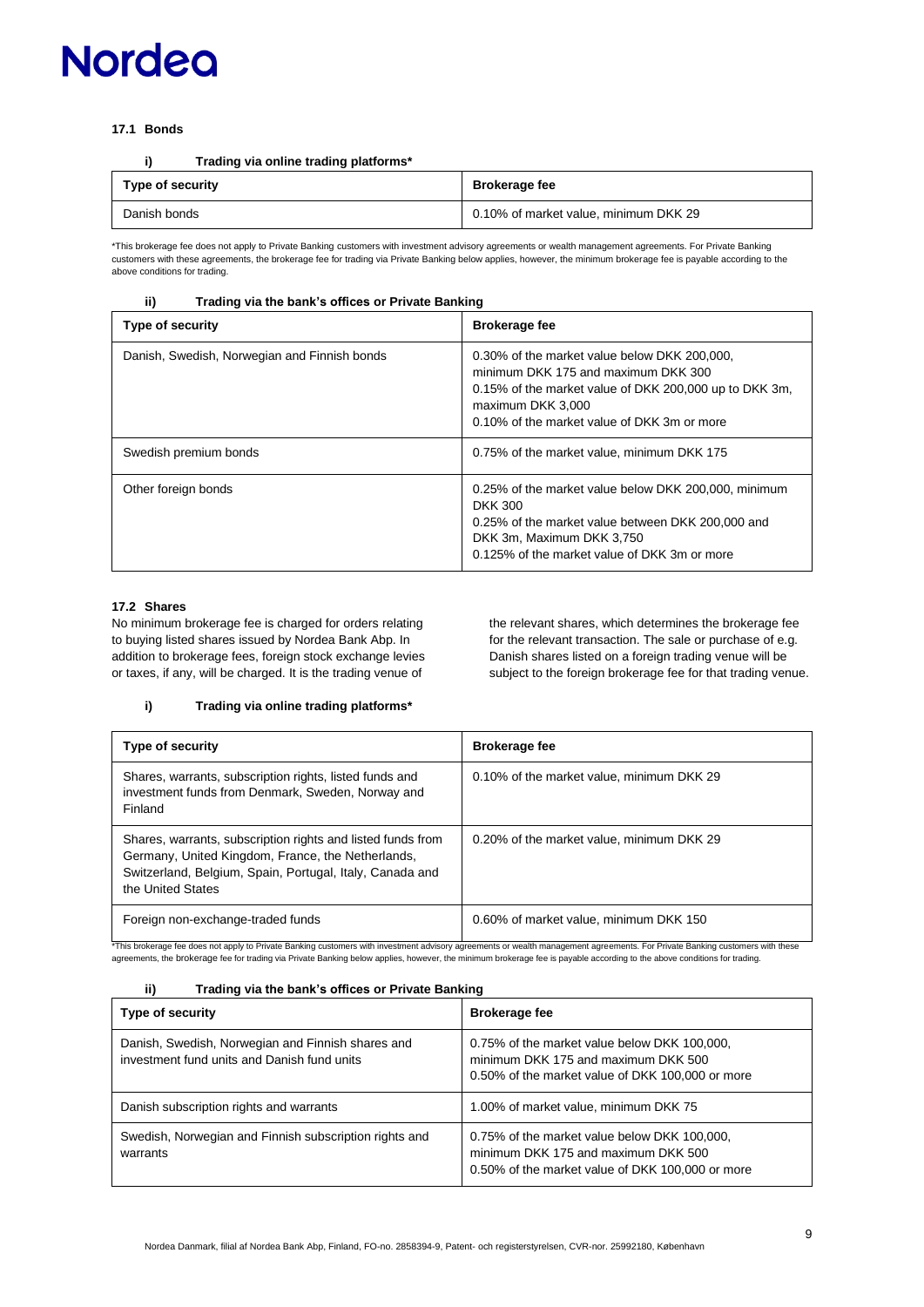### 17.1 Bonds

#### i) Trading via online trading platforms*

| Type of security | Brokerage fee |
|---|---|
| Danish bonds | 0.10% of market value, minimum DKK 29 |

*This brokerage fee does not apply to Private Banking customers with investment advisory agreements or wealth management agreements. For Private Banking customers with these agreements, the brokerage fee for trading via Private Banking below applies, however, the minimum brokerage fee is payable according to the above conditions for trading.

#### ii) Trading via the bank's offices or Private Banking

| Type of security | Brokerage fee |
|---|---|
| Danish, Swedish, Norwegian and Finnish bonds | 0.30% of the market value below DKK 200,000, minimum DKK 175 and maximum DKK 300<br>0.15% of the market value of DKK 200,000 up to DKK 3m, maximum DKK 3,000<br>0.10% of the market value of DKK 3m or more |
| Swedish premium bonds | 0.75% of the market value, minimum DKK 175 |
| Other foreign bonds | 0.25% of the market value below DKK 200,000, minimum DKK 300<br>0.25% of the market value between DKK 200,000 and DKK 3m, Maximum DKK 3,750<br>0.125% of the market value of DKK 3m or more |

### 17.2 Shares

No minimum brokerage fee is charged for orders relating to buying listed shares issued by Nordea Bank Abp. In addition to brokerage fees, foreign stock exchange levies or taxes, if any, will be charged. It is the trading venue of the relevant shares, which determines the brokerage fee for the relevant transaction. The sale or purchase of e.g. Danish shares listed on a foreign trading venue will be subject to the foreign brokerage fee for that trading venue.

#### i) Trading via online trading platforms*

| Type of security | Brokerage fee |
|---|---|
| Shares, warrants, subscription rights, listed funds and investment funds from Denmark, Sweden, Norway and Finland | 0.10% of the market value, minimum DKK 29 |
| Shares, warrants, subscription rights and listed funds from Germany, United Kingdom, France, the Netherlands, Switzerland, Belgium, Spain, Portugal, Italy, Canada and the United States | 0.20% of the market value, minimum DKK 29 |
| Foreign non-exchange-traded funds | 0.60% of market value, minimum DKK 150 |

*This brokerage fee does not apply to Private Banking customers with investment advisory agreements or wealth management agreements. For Private Banking customers with these agreements, the brokerage fee for trading via Private Banking below applies, however, the minimum brokerage fee is payable according to the above conditions for trading.

#### ii) Trading via the bank's offices or Private Banking

| Type of security | Brokerage fee |
|---|---|
| Danish, Swedish, Norwegian and Finnish shares and investment fund units and Danish fund units | 0.75% of the market value below DKK 100,000, minimum DKK 175 and maximum DKK 500<br>0.50% of the market value of DKK 100,000 or more |
| Danish subscription rights and warrants | 1.00% of market value, minimum DKK 75 |
| Swedish, Norwegian and Finnish subscription rights and warrants | 0.75% of the market value below DKK 100,000, minimum DKK 175 and maximum DKK 500<br>0.50% of the market value of DKK 100,000 or more |

Nordea Danmark, filial af Nordea Bank Abp, Finland, FO-no. 2858394-9, Patent- och registerstyrelsen, CVR-nor. 25992180, København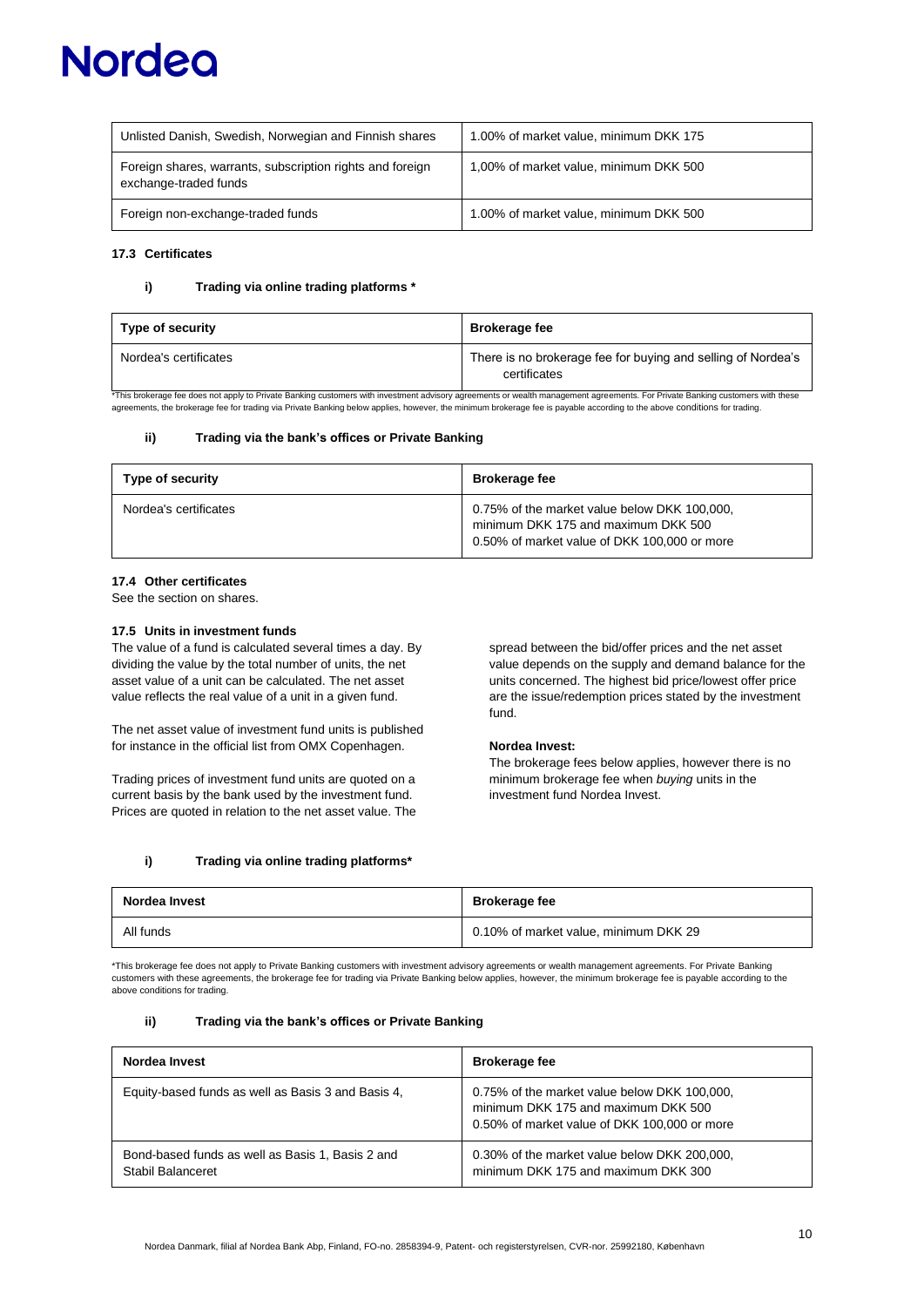| Unlisted Danish, Swedish, Norwegian and Finnish shares | 1.00% of market value, minimum DKK 175 |
|---|---|
| Foreign shares, warrants, subscription rights and foreign exchange-traded funds | 1,00% of market value, minimum DKK 500 |
| Foreign non-exchange-traded funds | 1.00% of market value, minimum DKK 500 |

### 17.3 Certificates

#### i) Trading via online trading platforms *

| Type of security | Brokerage fee |
|---|---|
| Nordea's certificates | There is no brokerage fee for buying and selling of Nordea's certificates |

*This brokerage fee does not apply to Private Banking customers with investment advisory agreements or wealth management agreements. For Private Banking customers with these agreements, the brokerage fee for trading via Private Banking below applies, however, the minimum brokerage fee is payable according to the above conditions for trading.

#### ii) Trading via the bank's offices or Private Banking

| Type of security | Brokerage fee |
|---|---|
| Nordea's certificates | 0.75% of the market value below DKK 100,000, minimum DKK 175 and maximum DKK 500<br>0.50% of market value of DKK 100,000 or more |

### 17.4 Other certificates

See the section on shares.

### 17.5 Units in investment funds

The value of a fund is calculated several times a day. By dividing the value by the total number of units, the net asset value of a unit can be calculated. The net asset value reflects the real value of a unit in a given fund.

The net asset value of investment fund units is published for instance in the official list from OMX Copenhagen.

Trading prices of investment fund units are quoted on a current basis by the bank used by the investment fund. Prices are quoted in relation to the net asset value. The spread between the bid/offer prices and the net asset value depends on the supply and demand balance for the units concerned. The highest bid price/lowest offer price are the issue/redemption prices stated by the investment fund.

**Nordea Invest:**

The brokerage fees below applies, however there is no minimum brokerage fee when *buying* units in the investment fund Nordea Invest.

#### i) Trading via online trading platforms*

| Nordea Invest | Brokerage fee |
|---|---|
| All funds | 0.10% of market value, minimum DKK 29 |

*This brokerage fee does not apply to Private Banking customers with investment advisory agreements or wealth management agreements. For Private Banking customers with these agreements, the brokerage fee for trading via Private Banking below applies, however, the minimum brokerage fee is payable according to the above conditions for trading.

#### ii) Trading via the bank's offices or Private Banking

| Nordea Invest | Brokerage fee |
|---|---|
| Equity-based funds as well as Basis 3 and Basis 4, | 0.75% of the market value below DKK 100,000, minimum DKK 175 and maximum DKK 500<br>0.50% of market value of DKK 100,000 or more |
| Bond-based funds as well as Basis 1, Basis 2 and Stabil Balanceret | 0.30% of the market value below DKK 200,000, minimum DKK 175 and maximum DKK 300 |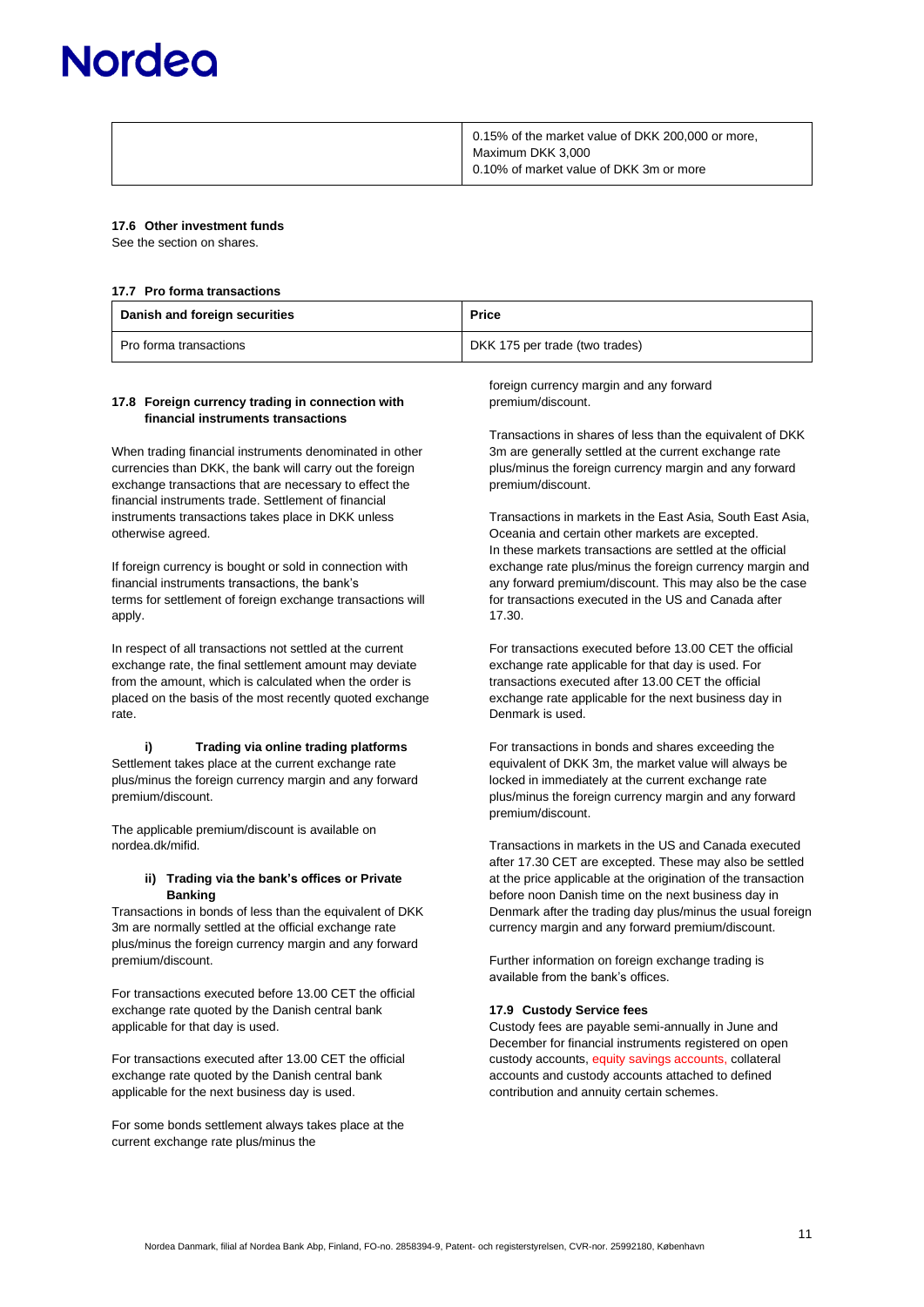| | |
|---|---|
| | 0.15% of the market value of DKK 200,000 or more, Maximum DKK 3,000<br>0.10% of market value of DKK 3m or more |

### 17.6 Other investment funds

See the section on shares.

### 17.7 Pro forma transactions

| Danish and foreign securities | Price |
|---|---|
| Pro forma transactions | DKK 175 per trade (two trades) |

### 17.8 Foreign currency trading in connection with financial instruments transactions

When trading financial instruments denominated in other currencies than DKK, the bank will carry out the foreign exchange transactions that are necessary to effect the financial instruments trade. Settlement of financial instruments transactions takes place in DKK unless otherwise agreed.

If foreign currency is bought or sold in connection with financial instruments transactions, the bank's terms for settlement of foreign exchange transactions will apply.

In respect of all transactions not settled at the current exchange rate, the final settlement amount may deviate from the amount, which is calculated when the order is placed on the basis of the most recently quoted exchange rate.

#### i) Trading via online trading platforms

Settlement takes place at the current exchange rate plus/minus the foreign currency margin and any forward premium/discount.

The applicable premium/discount is available on nordea.dk/mifid.

#### ii) Trading via the bank's offices or Private Banking

Transactions in bonds of less than the equivalent of DKK 3m are normally settled at the official exchange rate plus/minus the foreign currency margin and any forward premium/discount.

For transactions executed before 13.00 CET the official exchange rate quoted by the Danish central bank applicable for that day is used.

For transactions executed after 13.00 CET the official exchange rate quoted by the Danish central bank applicable for the next business day is used.

For some bonds settlement always takes place at the current exchange rate plus/minus the foreign currency margin and any forward premium/discount.

Transactions in shares of less than the equivalent of DKK 3m are generally settled at the current exchange rate plus/minus the foreign currency margin and any forward premium/discount.

Transactions in markets in the East Asia, South East Asia, Oceania and certain other markets are excepted. In these markets transactions are settled at the official exchange rate plus/minus the foreign currency margin and any forward premium/discount. This may also be the case for transactions executed in the US and Canada after 17.30.

For transactions executed before 13.00 CET the official exchange rate applicable for that day is used. For transactions executed after 13.00 CET the official exchange rate applicable for the next business day in Denmark is used.

For transactions in bonds and shares exceeding the equivalent of DKK 3m, the market value will always be locked in immediately at the current exchange rate plus/minus the foreign currency margin and any forward premium/discount.

Transactions in markets in the US and Canada executed after 17.30 CET are excepted. These may also be settled at the price applicable at the origination of the transaction before noon Danish time on the next business day in Denmark after the trading day plus/minus the usual foreign currency margin and any forward premium/discount.

Further information on foreign exchange trading is available from the bank's offices.

### 17.9 Custody Service fees

Custody fees are payable semi-annually in June and December for financial instruments registered on open custody accounts, equity savings accounts, collateral accounts and custody accounts attached to defined contribution and annuity certain schemes.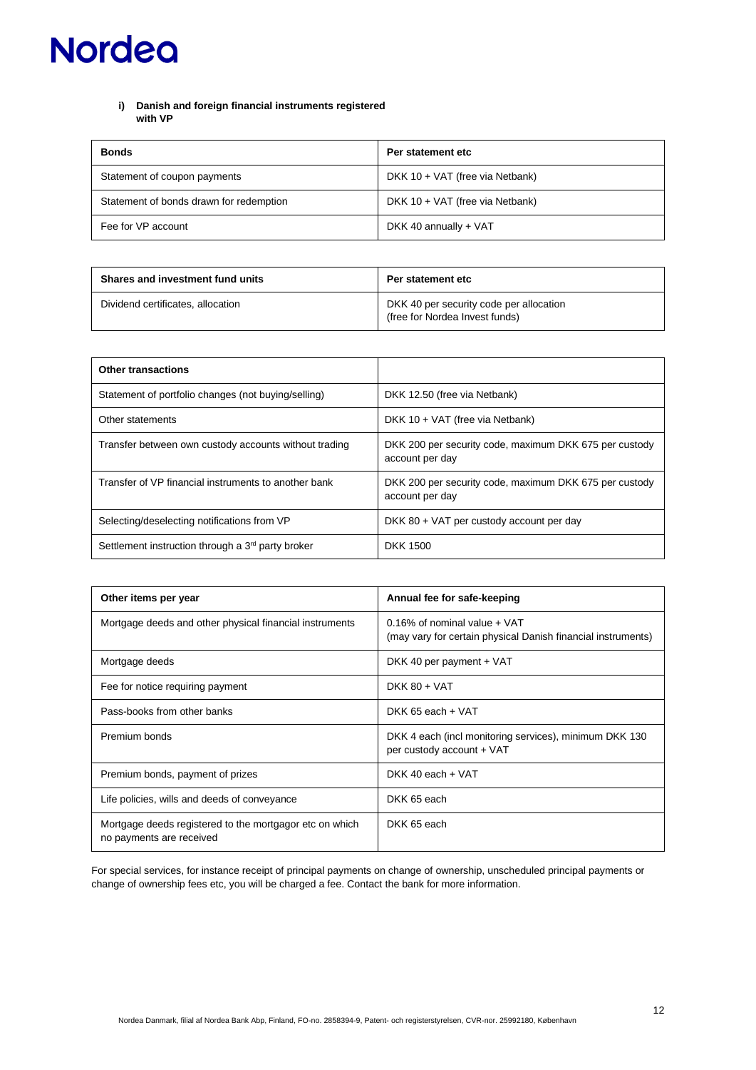**i) Danish and foreign financial instruments registered with VP**

| Bonds | Per statement etc |
| --- | --- |
| Statement of coupon payments | DKK 10 + VAT (free via Netbank) |
| Statement of bonds drawn for redemption | DKK 10 + VAT (free via Netbank) |
| Fee for VP account | DKK 40 annually + VAT |

| Shares and investment fund units | Per statement etc |
| --- | --- |
| Dividend certificates, allocation | DKK 40 per security code per allocation (free for Nordea Invest funds) |

| Other transactions | |
| --- | --- |
| Statement of portfolio changes (not buying/selling) | DKK 12.50 (free via Netbank) |
| Other statements | DKK 10 + VAT (free via Netbank) |
| Transfer between own custody accounts without trading | DKK 200 per security code, maximum DKK 675 per custody account per day |
| Transfer of VP financial instruments to another bank | DKK 200 per security code, maximum DKK 675 per custody account per day |
| Selecting/deselecting notifications from VP | DKK 80 + VAT per custody account per day |
| Settlement instruction through a 3rd party broker | DKK 1500 |

| Other items per year | Annual fee for safe-keeping |
| --- | --- |
| Mortgage deeds and other physical financial instruments | 0.16% of nominal value + VAT (may vary for certain physical Danish financial instruments) |
| Mortgage deeds | DKK 40 per payment + VAT |
| Fee for notice requiring payment | DKK 80 + VAT |
| Pass-books from other banks | DKK 65 each + VAT |
| Premium bonds | DKK 4 each (incl monitoring services), minimum DKK 130 per custody account + VAT |
| Premium bonds, payment of prizes | DKK 40 each + VAT |
| Life policies, wills and deeds of conveyance | DKK 65 each |
| Mortgage deeds registered to the mortgagor etc on which no payments are received | DKK 65 each |

For special services, for instance receipt of principal payments on change of ownership, unscheduled principal payments or change of ownership fees etc, you will be charged a fee. Contact the bank for more information.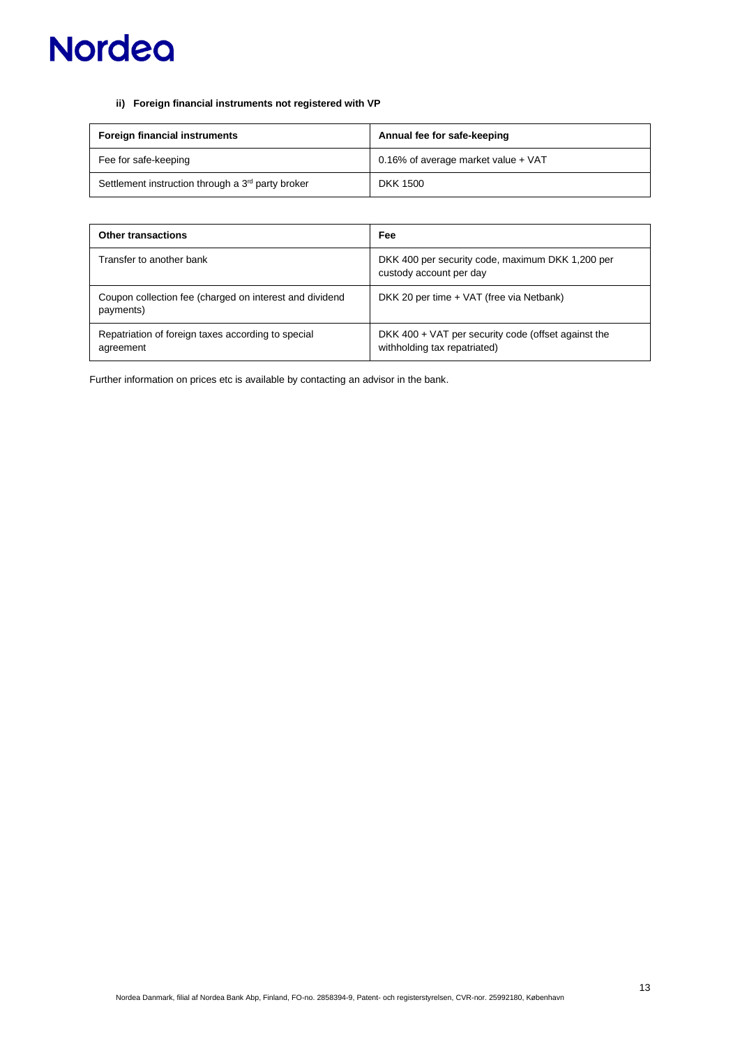#### ii) Foreign financial instruments not registered with VP

| Foreign financial instruments | Annual fee for safe-keeping |
|---|---|
| Fee for safe-keeping | 0.16% of average market value + VAT |
| Settlement instruction through a 3rd party broker | DKK 1500 |

| Other transactions | Fee |
|---|---|
| Transfer to another bank | DKK 400 per security code, maximum DKK 1,200 per custody account per day |
| Coupon collection fee (charged on interest and dividend payments) | DKK 20 per time + VAT (free via Netbank) |
| Repatriation of foreign taxes according to special agreement | DKK 400 + VAT per security code (offset against the withholding tax repatriated) |

Further information on prices etc is available by contacting an advisor in the bank.